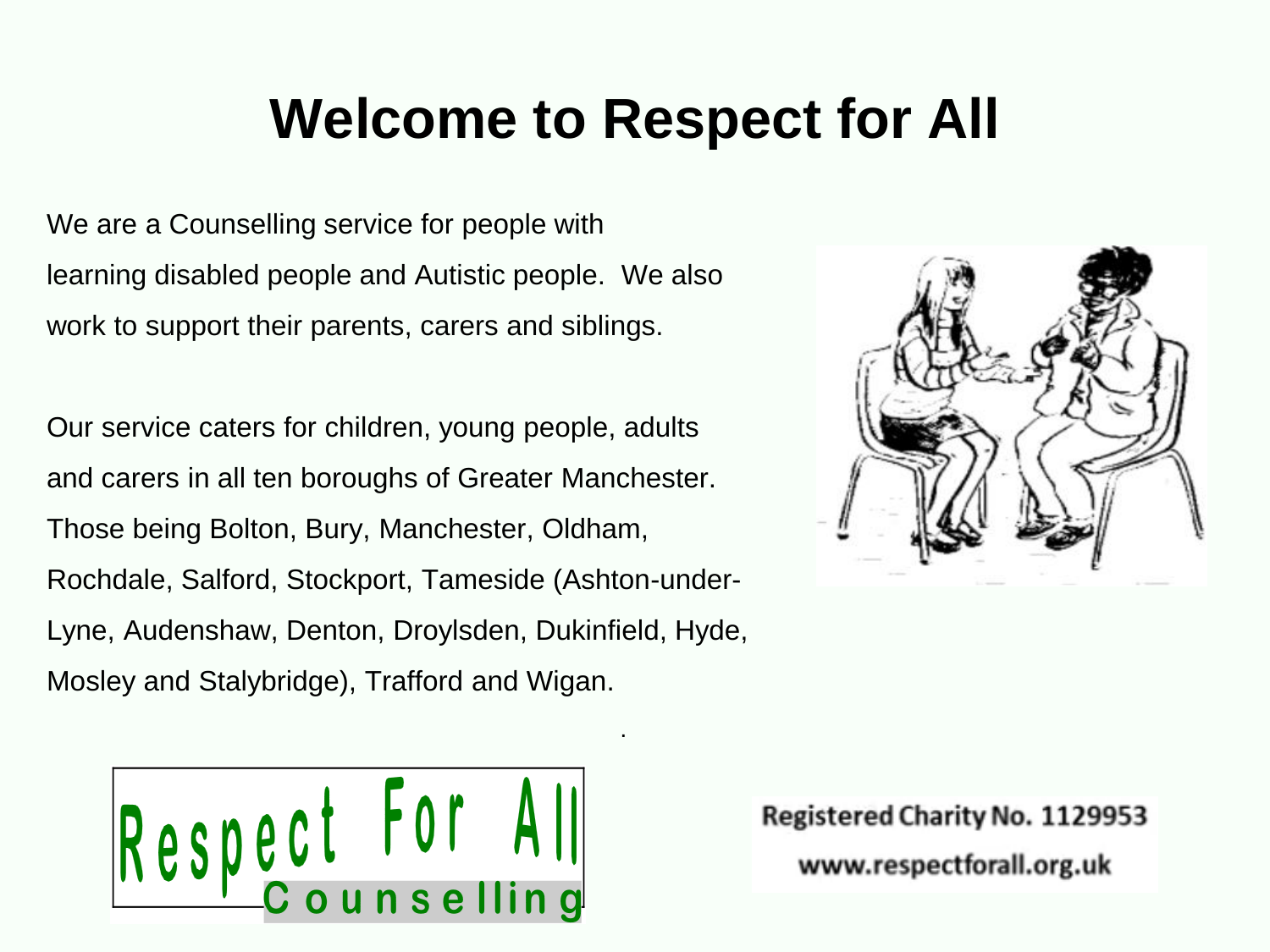# Welcome to Respect for All

We are a Counselling service for people with learning disabled people and Autistic people. We also work to support their parents, carers and siblings.

Our service caters for children, young people, adults and carers in all ten boroughs of Greater Manchester. Those being Bolton, Bury, Manchester, Oldham, Rochdale, Salford, Stockport, Tameside (Ashton-under-Lyne, Audenshaw, Denton, Droylsden, Dukinfield, Hyde, Mosley and Stalybridge), Trafford and Wigan.

Respect For All Counselling

Registered Charity No. 1129953

www.respectforall.org.uk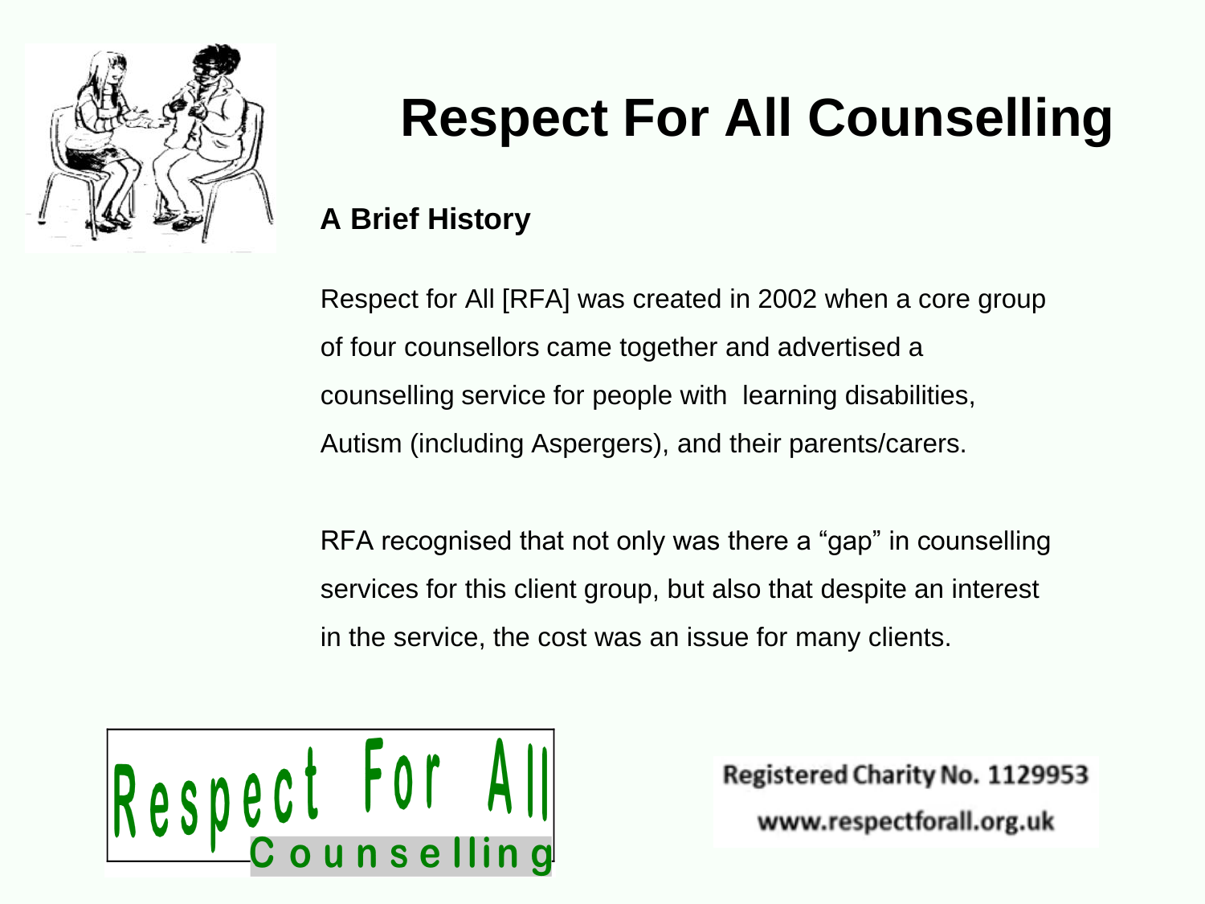# Respect For All Counselling

## A Brief History

Respect for All [RFA] was created in 2002 when a core group of four counsellors came together and advertised a counselling service for people with learning disabilities, Autism (including Aspergers), and their parents/carers.

RFA recognised that not only was there a "gap" in counselling services for this client group, but also that despite an interest in the service, the cost was an issue for many clients.

Respect For All Counselling

Registered Charity No. 1129953

www.respectforall.org.uk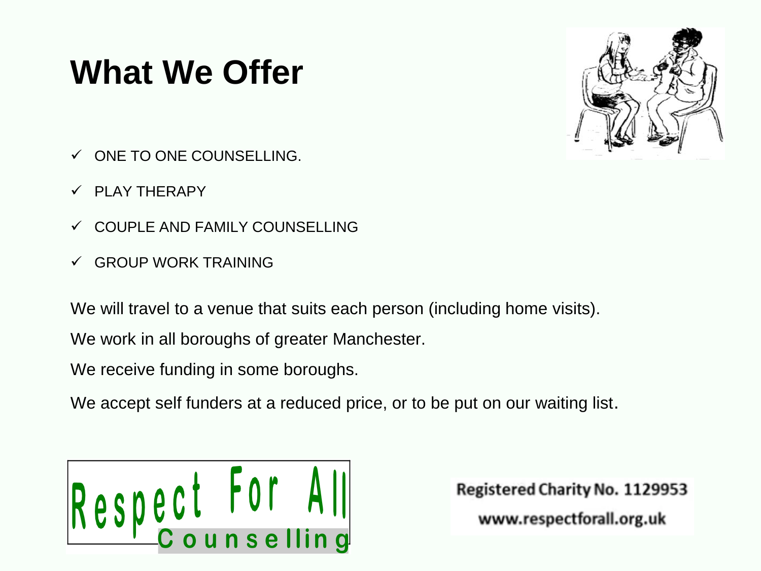# What We Offer

- ✓ ONE TO ONE COUNSELLING.
- ✓ PLAY THERAPY
- ✓ COUPLE AND FAMILY COUNSELLING
- ✓ GROUP WORK TRAINING

We will travel to a venue that suits each person (including home visits).

We work in all boroughs of greater Manchester.

We receive funding in some boroughs.

We accept self funders at a reduced price, or to be put on our waiting list.

Respect For All Counselling

Registered Charity No. 1129953

www.respectforall.org.uk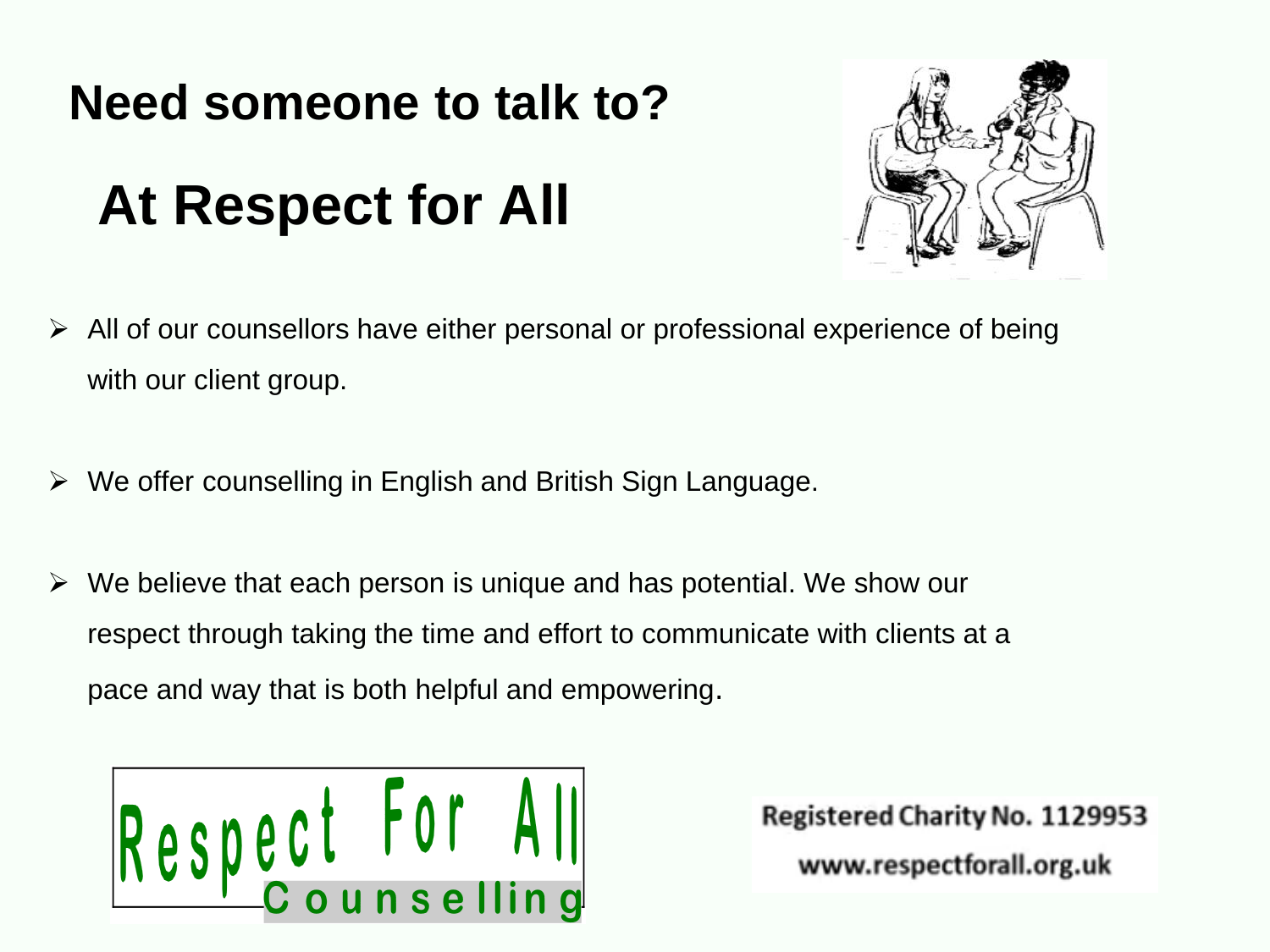# Need someone to talk to?

# At Respect for All

- All of our counsellors have either personal or professional experience of being with our client group.
- We offer counselling in English and British Sign Language.
- We believe that each person is unique and has potential. We show our respect through taking the time and effort to communicate with clients at a pace and way that is both helpful and empowering.

Respect For All Counselling

Registered Charity No. 1129953

www.respectforall.org.uk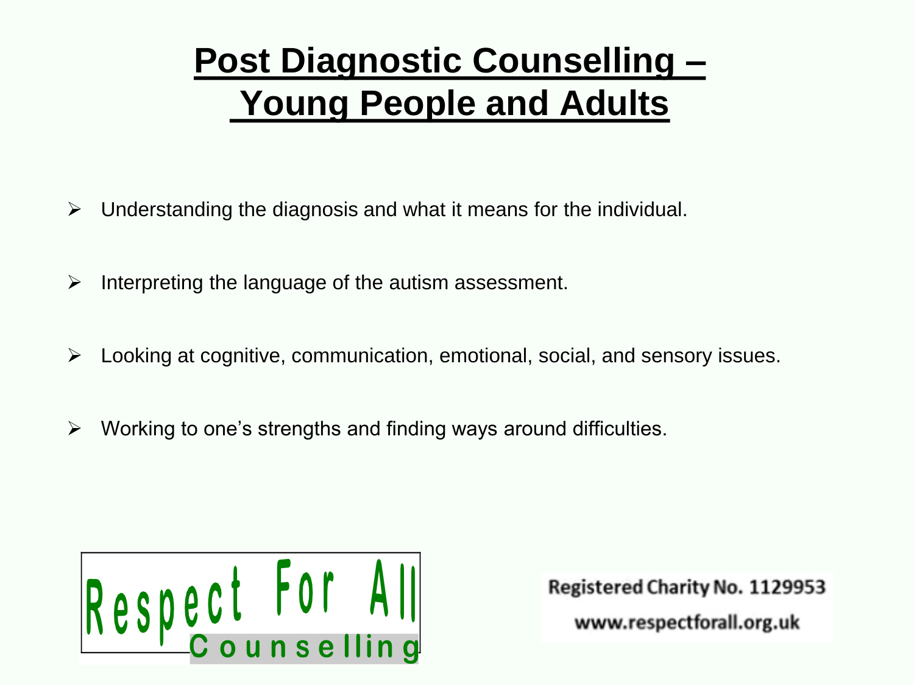# Post Diagnostic Counselling – Young People and Adults

- Understanding the diagnosis and what it means for the individual.
- Interpreting the language of the autism assessment.
- Looking at cognitive, communication, emotional, social, and sensory issues.
- Working to one's strengths and finding ways around difficulties.

Respect For All Counselling

Registered Charity No. 1129953

www.respectforall.org.uk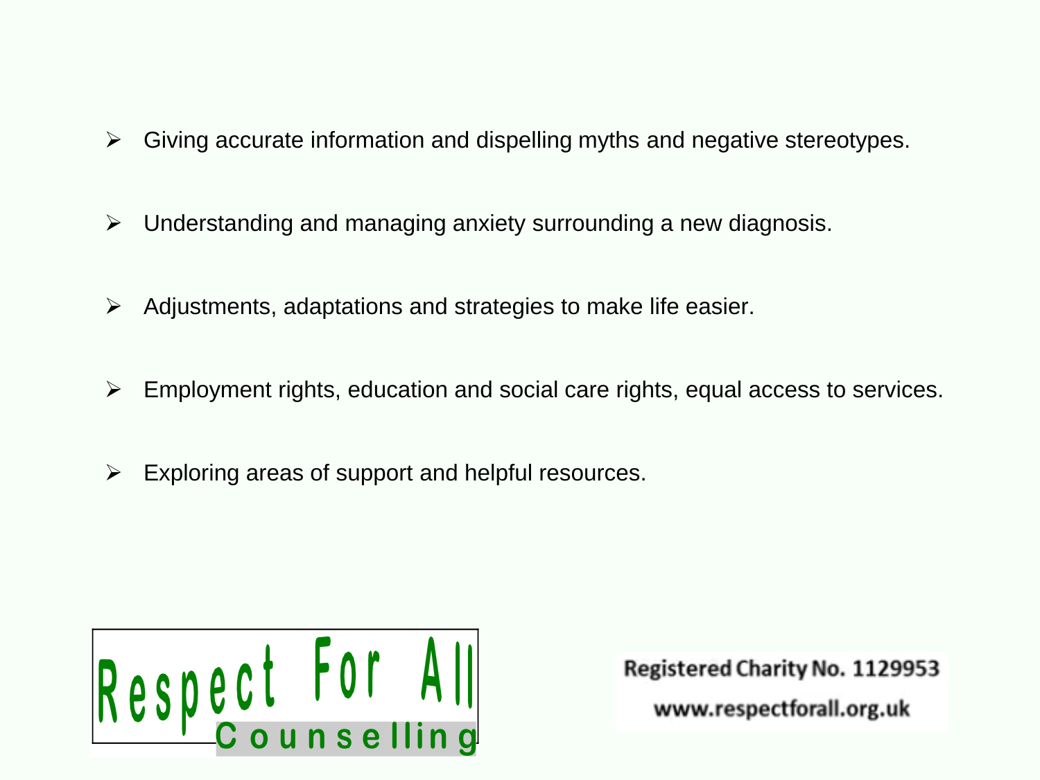- Giving accurate information and dispelling myths and negative stereotypes.
- Understanding and managing anxiety surrounding a new diagnosis.
- Adjustments, adaptations and strategies to make life easier.
- Employment rights, education and social care rights, equal access to services.
- Exploring areas of support and helpful resources.

Respect For All Counselling

Registered Charity No. 1129953

www.respectforall.org.uk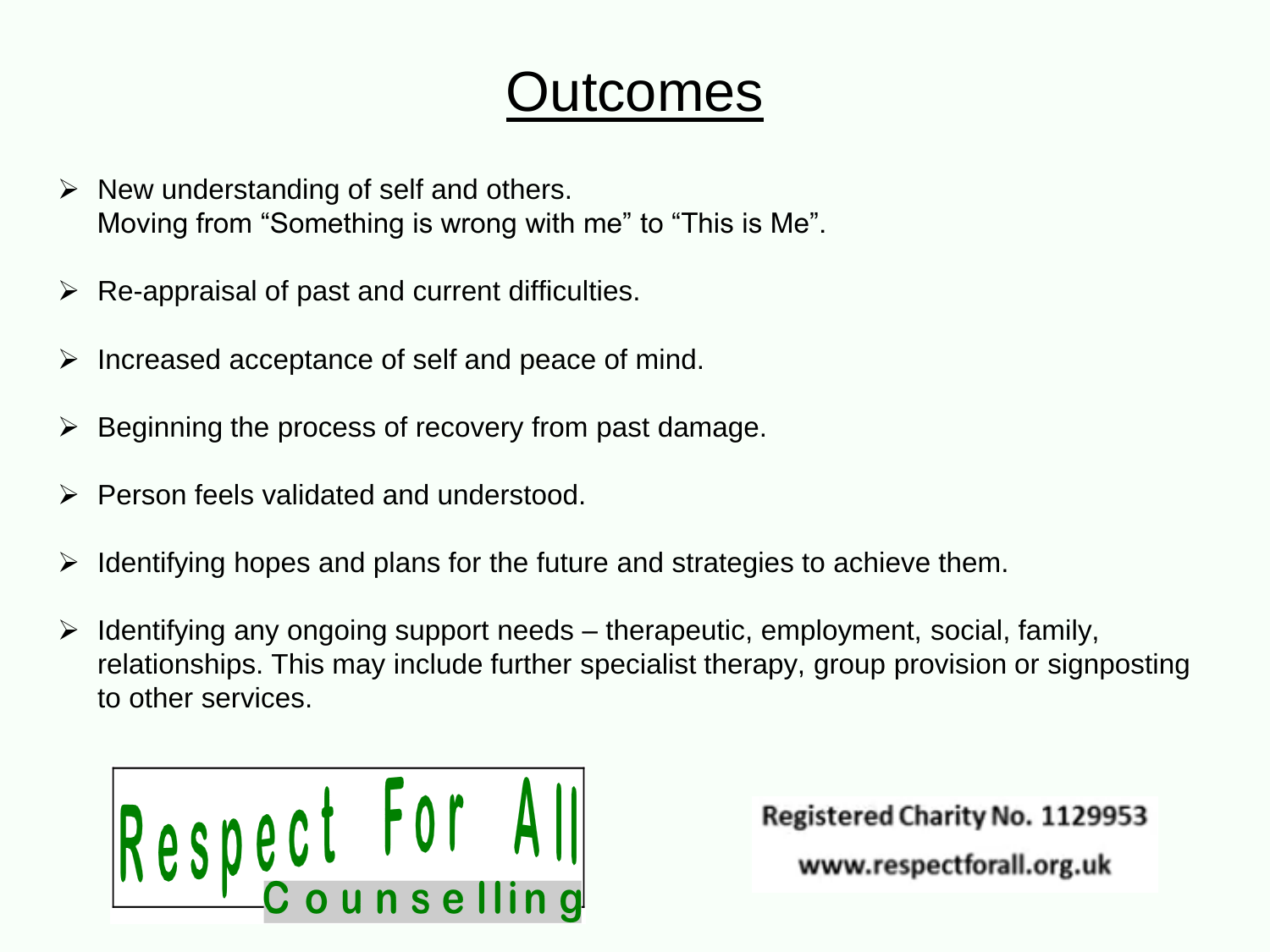# Outcomes

- New understanding of self and others.
  Moving from "Something is wrong with me" to "This is Me".
- Re-appraisal of past and current difficulties.
- Increased acceptance of self and peace of mind.
- Beginning the process of recovery from past damage.
- Person feels validated and understood.
- Identifying hopes and plans for the future and strategies to achieve them.
- Identifying any ongoing support needs – therapeutic, employment, social, family, relationships. This may include further specialist therapy, group provision or signposting to other services.

Respect For All Counselling

Registered Charity No. 1129953

www.respectforall.org.uk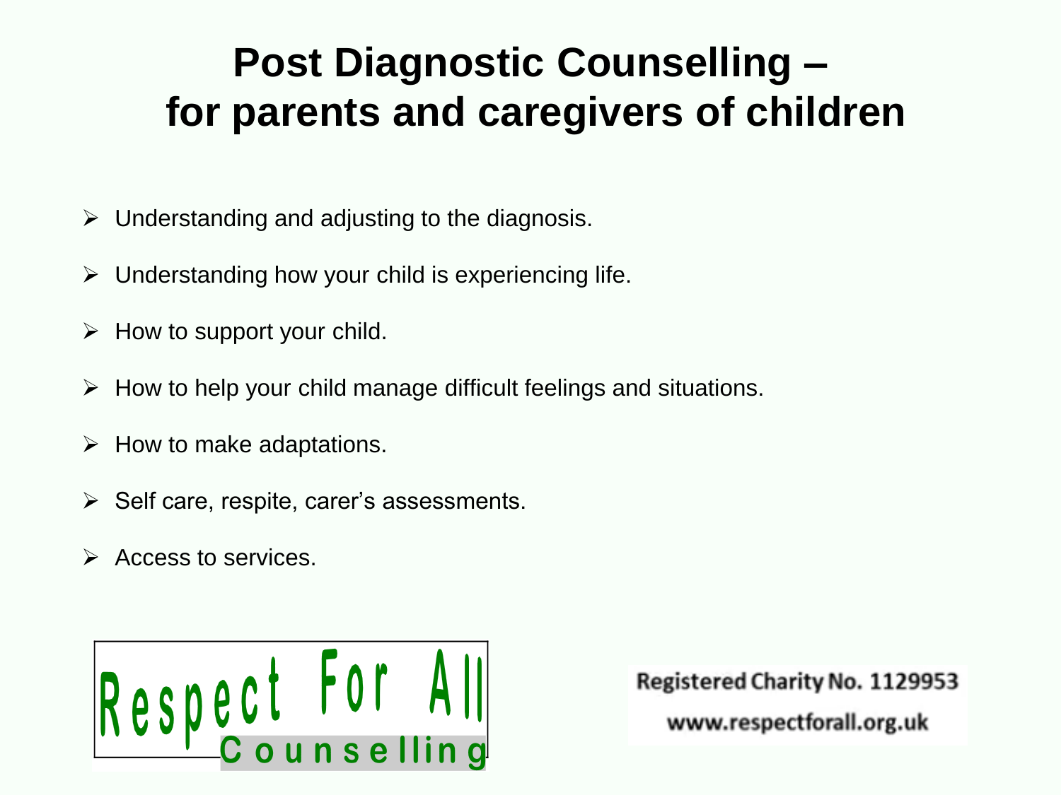# Post Diagnostic Counselling – for parents and caregivers of children

- Understanding and adjusting to the diagnosis.
- Understanding how your child is experiencing life.
- How to support your child.
- How to help your child manage difficult feelings and situations.
- How to make adaptations.
- Self care, respite, carer's assessments.
- Access to services.

Respect For All Counselling

Registered Charity No. 1129953

www.respectforall.org.uk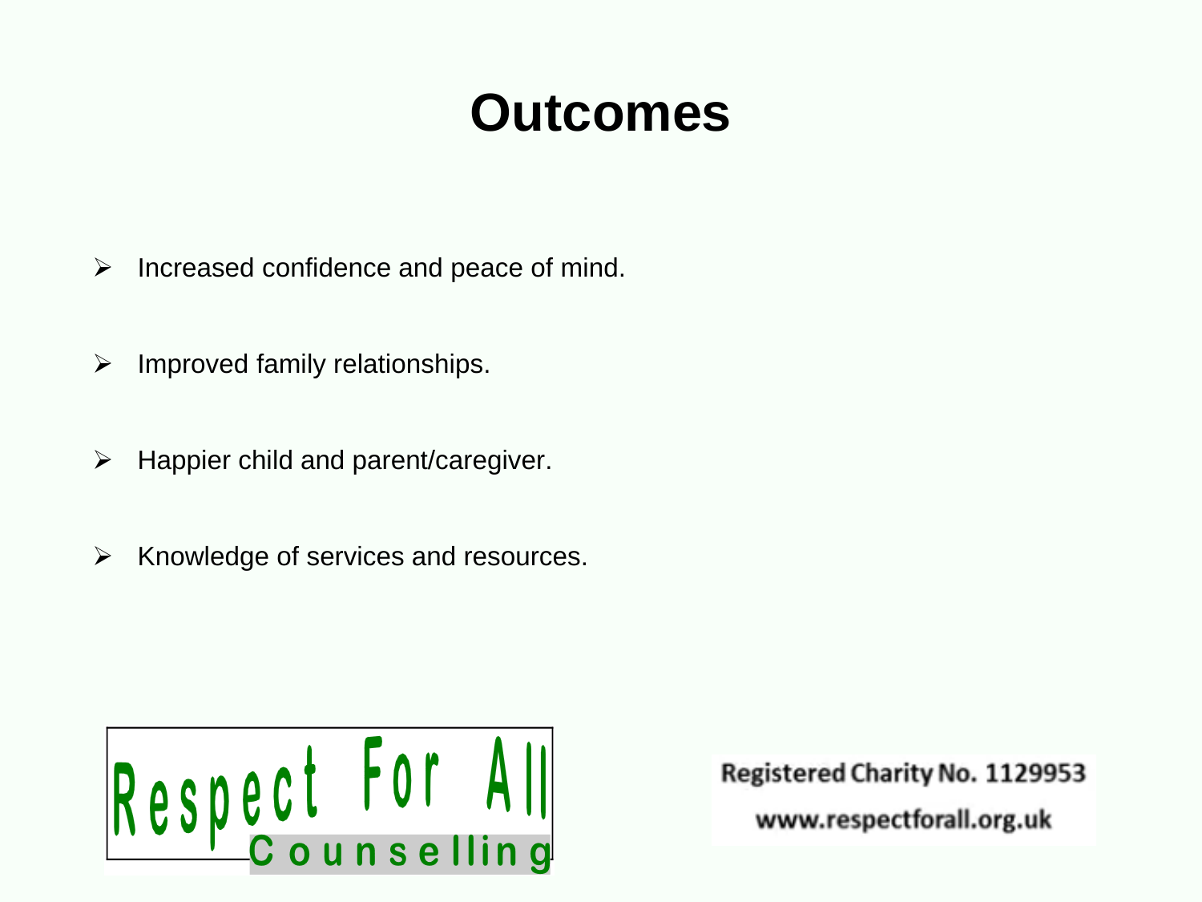# Outcomes

- Increased confidence and peace of mind.
- Improved family relationships.
- Happier child and parent/caregiver.
- Knowledge of services and resources.

Respect For All Counselling

Registered Charity No. 1129953

www.respectforall.org.uk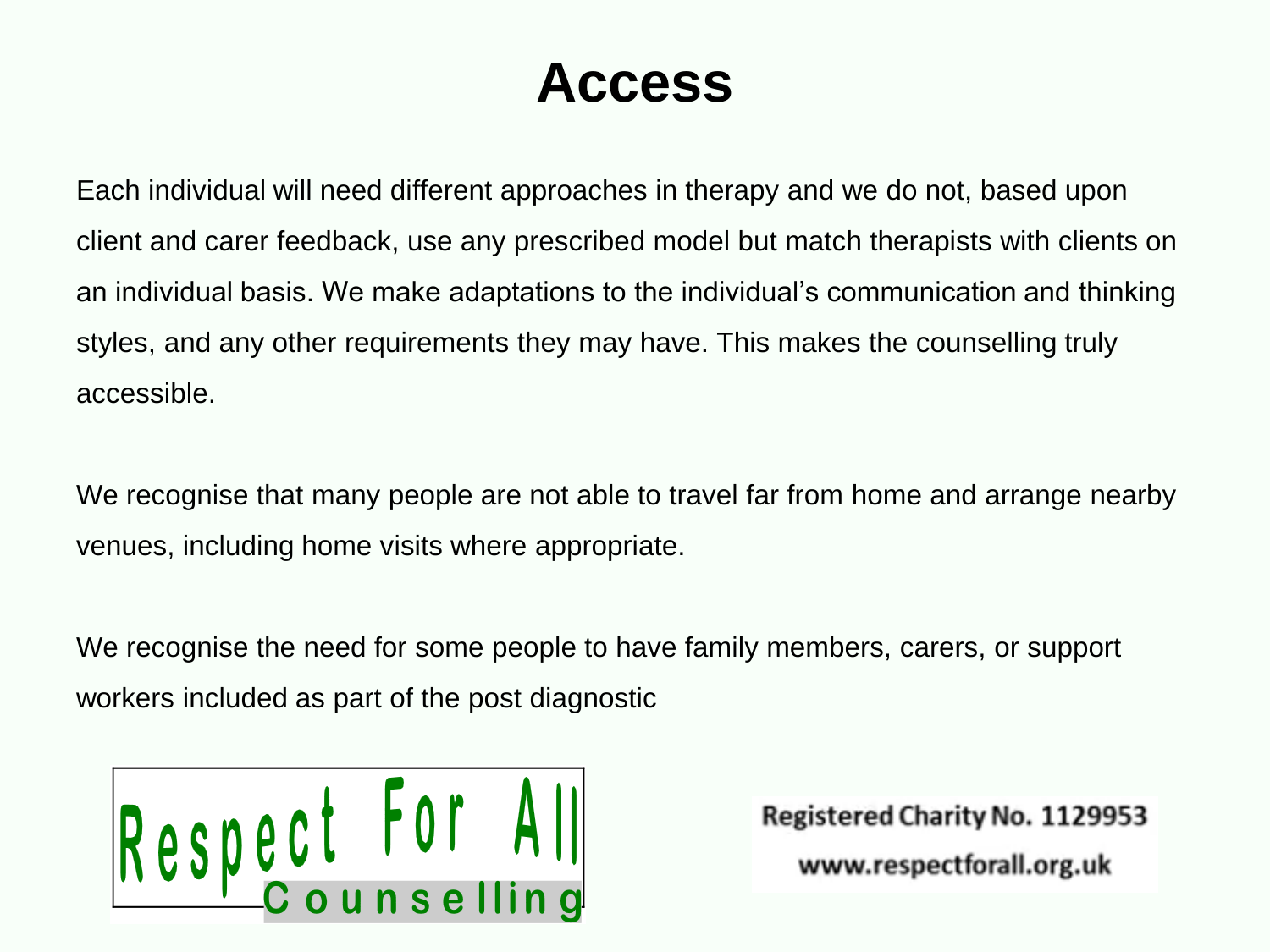# Access

Each individual will need different approaches in therapy and we do not, based upon client and carer feedback, use any prescribed model but match therapists with clients on an individual basis. We make adaptations to the individual's communication and thinking styles, and any other requirements they may have. This makes the counselling truly accessible.

We recognise that many people are not able to travel far from home and arrange nearby venues, including home visits where appropriate.

We recognise the need for some people to have family members, carers, or support workers included as part of the post diagnostic

Respect For All Counselling

Registered Charity No. 1129953

www.respectforall.org.uk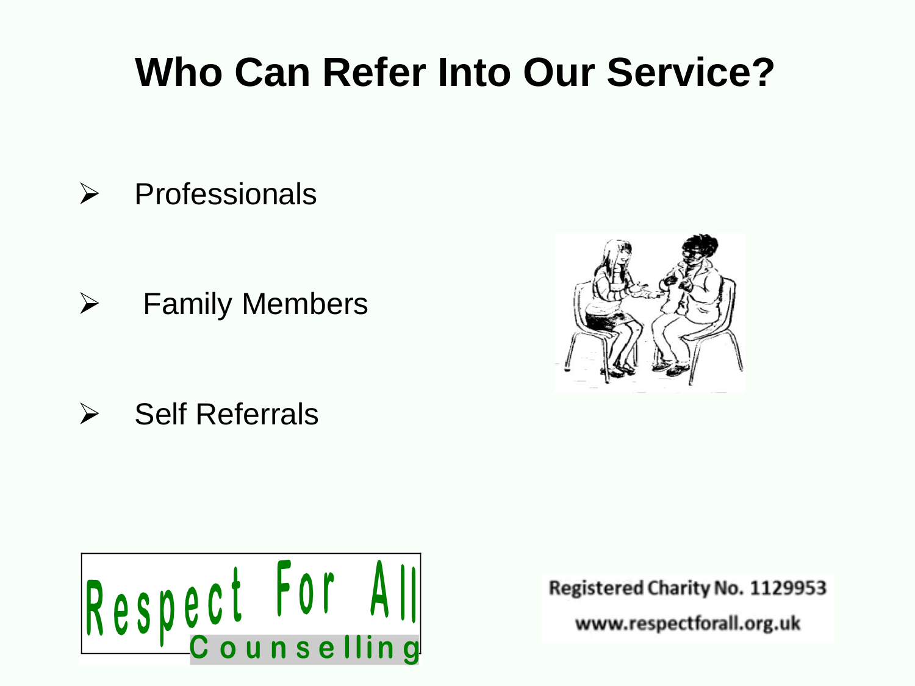# Who Can Refer Into Our Service?

- Professionals
- Family Members
- Self Referrals

Respect For All Counselling

Registered Charity No. 1129953

www.respectforall.org.uk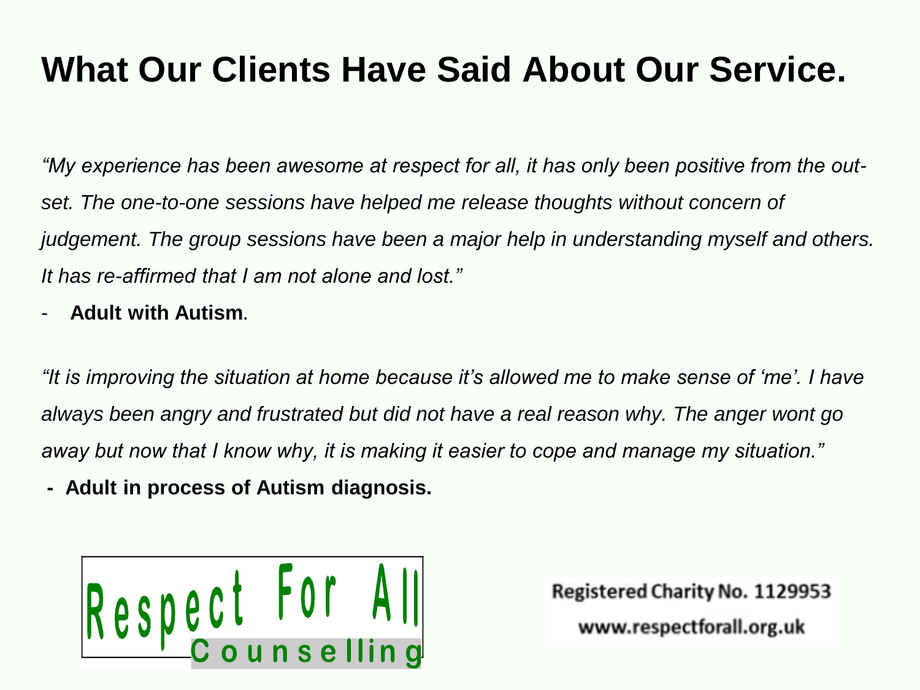# What Our Clients Have Said About Our Service.

*"My experience has been awesome at respect for all, it has only been positive from the out-set. The one-to-one sessions have helped me release thoughts without concern of judgement. The group sessions have been a major help in understanding myself and others. It has re-affirmed that I am not alone and lost."*

- **Adult with Autism**.

*"It is improving the situation at home because it's allowed me to make sense of 'me'. I have always been angry and frustrated but did not have a real reason why. The anger wont go away but now that I know why, it is making it easier to cope and manage my situation."*

- **Adult in process of Autism diagnosis.**

Respect For All Counselling

Registered Charity No. 1129953

www.respectforall.org.uk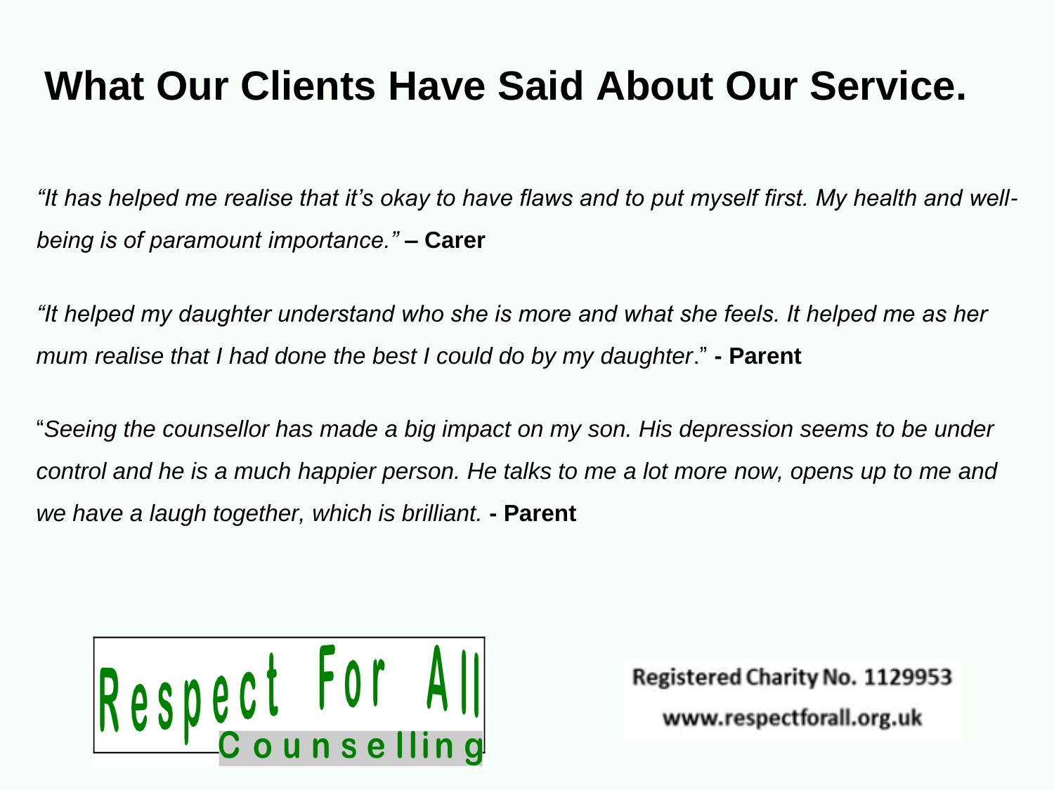# What Our Clients Have Said About Our Service.

*"It has helped me realise that it's okay to have flaws and to put myself first. My health and well-being is of paramount importance."* **– Carer**

*"It helped my daughter understand who she is more and what she feels. It helped me as her mum realise that I had done the best I could do by my daughter*." **- Parent**

"*Seeing the counsellor has made a big impact on my son. His depression seems to be under control and he is a much happier person. He talks to me a lot more now, opens up to me and we have a laugh together, which is brilliant.* **- Parent**

Respect For All Counselling

Registered Charity No. 1129953

www.respectforall.org.uk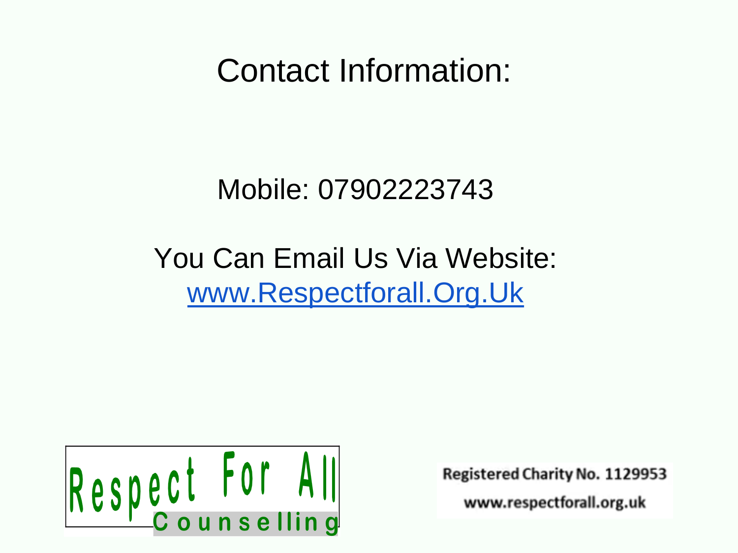# Contact Information:

Mobile: 07902223743

You Can Email Us Via Website:
www.Respectforall.Org.Uk

Respect For All
Counselling

Registered Charity No. 1129953
www.respectforall.org.uk